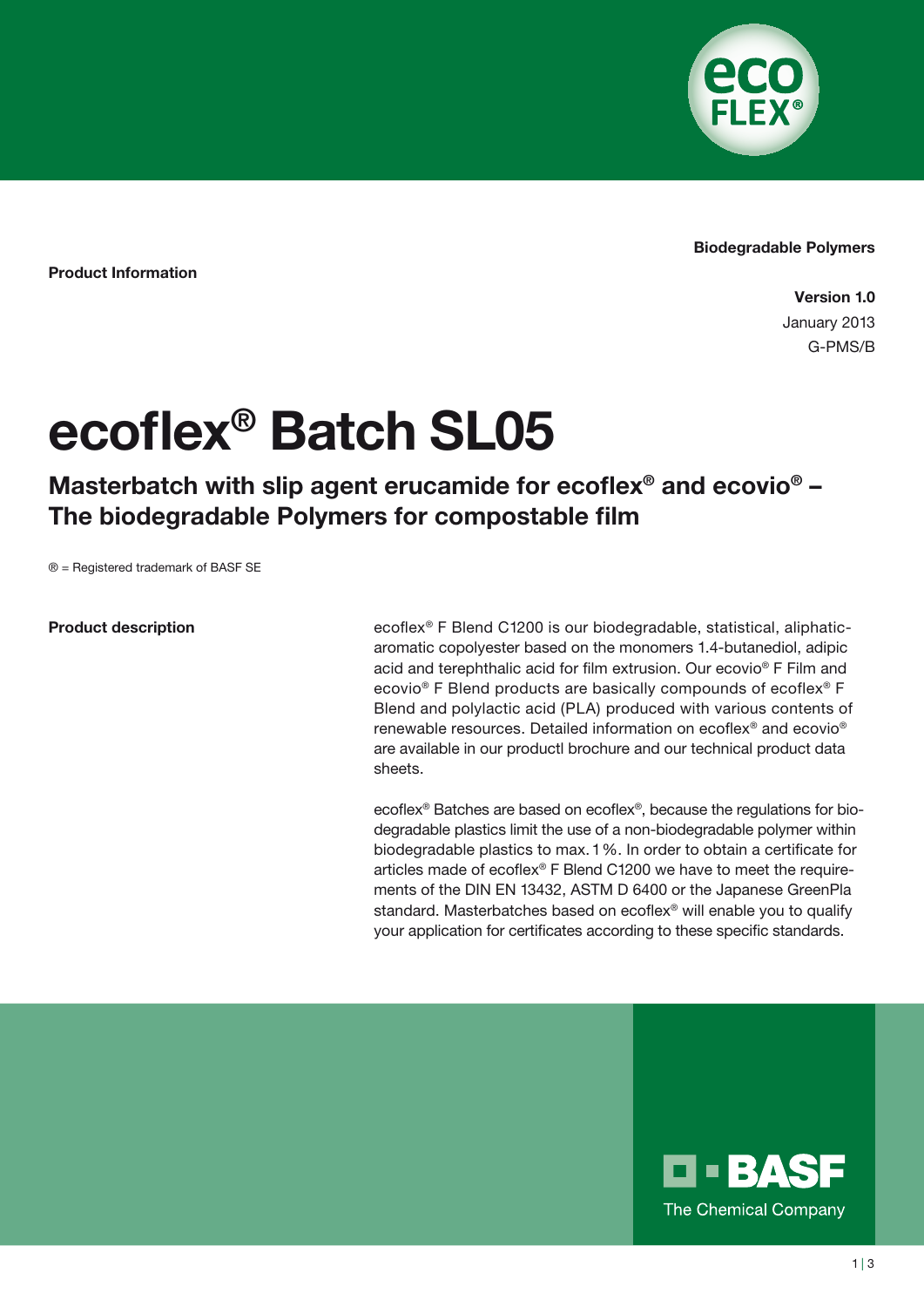Biodegradable Polymers

**Product Information**

**Version 1.0**
January 2013
G-PMS/B

# ecoflex® Batch SL05

## Masterbatch with slip agent erucamide for ecoflex® and ecovio® – The biodegradable Polymers for compostable film

® = Registered trademark of BASF SE

**Product description**

ecoflex® F Blend C1200 is our biodegradable, statistical, aliphatic-aromatic copolyester based on the monomers 1.4-butanediol, adipic acid and terephthalic acid for film extrusion. Our ecovio® F Film and ecovio® F Blend products are basically compounds of ecoflex® F Blend and polylactic acid (PLA) produced with various contents of renewable resources. Detailed information on ecoflex® and ecovio® are available in our productl brochure and our technical product data sheets.

ecoflex® Batches are based on ecoflex®, because the regulations for biodegradable plastics limit the use of a non-biodegradable polymer within biodegradable plastics to max. 1 %. In order to obtain a certificate for articles made of ecoflex® F Blend C1200 we have to meet the requirements of the DIN EN 13432, ASTM D 6400 or the Japanese GreenPla standard. Masterbatches based on ecoflex® will enable you to qualify your application for certificates according to these specific standards.

BASF
The Chemical Company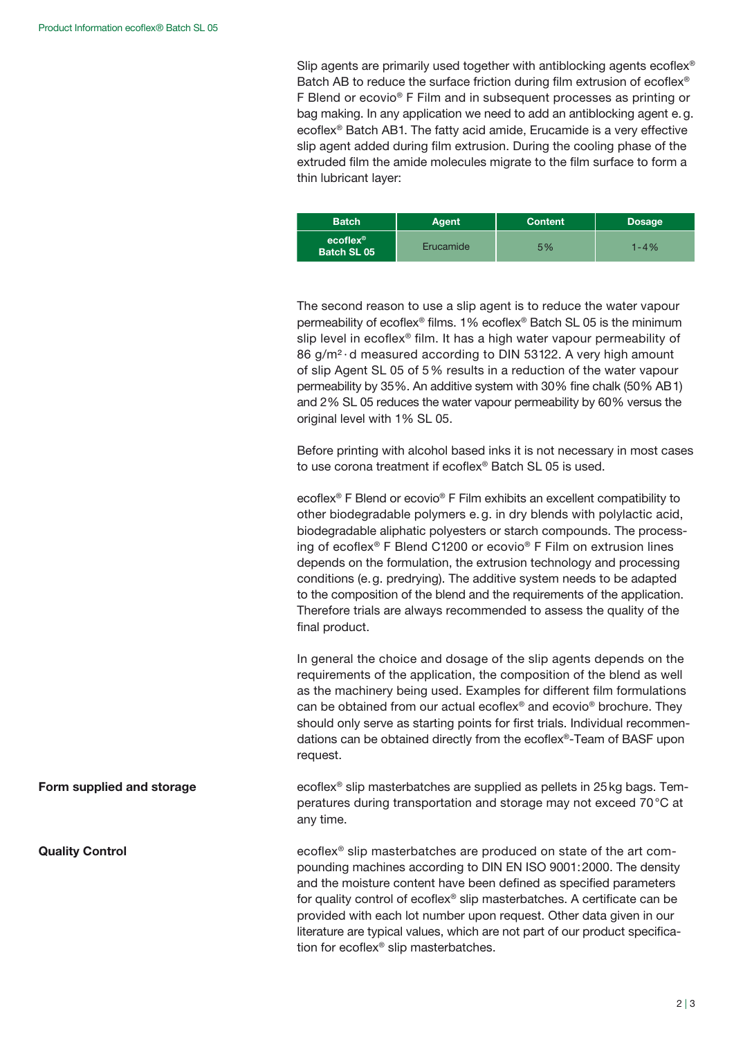Slip agents are primarily used together with antiblocking agents ecoflex® Batch AB to reduce the surface friction during film extrusion of ecoflex® F Blend or ecovio® F Film and in subsequent processes as printing or bag making. In any application we need to add an antiblocking agent e.g. ecoflex® Batch AB1. The fatty acid amide, Erucamide is a very effective slip agent added during film extrusion. During the cooling phase of the extruded film the amide molecules migrate to the film surface to form a thin lubricant layer:

| Batch | Agent | Content | Dosage |
| --- | --- | --- | --- |
| **ecoflex® Batch SL 05** | Erucamide | 5% | 1-4% |

The second reason to use a slip agent is to reduce the water vapour permeability of ecoflex® films. 1% ecoflex® Batch SL 05 is the minimum slip level in ecoflex® film. It has a high water vapour permeability of 86 $g/m^2 \cdot d$ measured according to DIN 53122. A very high amount of slip Agent SL 05 of 5% results in a reduction of the water vapour permeability by 35%. An additive system with 30% fine chalk (50% AB1) and 2% SL 05 reduces the water vapour permeability by 60% versus the original level with 1% SL 05.

Before printing with alcohol based inks it is not necessary in most cases to use corona treatment if ecoflex® Batch SL 05 is used.

ecoflex® F Blend or ecovio® F Film exhibits an excellent compatibility to other biodegradable polymers e.g. in dry blends with polylactic acid, biodegradable aliphatic polyesters or starch compounds. The processing of ecoflex® F Blend C1200 or ecovio® F Film on extrusion lines depends on the formulation, the extrusion technology and processing conditions (e.g. predrying). The additive system needs to be adapted to the composition of the blend and the requirements of the application. Therefore trials are always recommended to assess the quality of the final product.

In general the choice and dosage of the slip agents depends on the requirements of the application, the composition of the blend as well as the machinery being used. Examples for different film formulations can be obtained from our actual ecoflex® and ecovio® brochure. They should only serve as starting points for first trials. Individual recommendations can be obtained directly from the ecoflex®-Team of BASF upon request.

**Form supplied and storage**

ecoflex® slip masterbatches are supplied as pellets in 25 kg bags. Temperatures during transportation and storage may not exceed 70 °C at any time.

**Quality Control**

ecoflex® slip masterbatches are produced on state of the art compounding machines according to DIN EN ISO 9001:2000. The density and the moisture content have been defined as specified parameters for quality control of ecoflex® slip masterbatches. A certificate can be provided with each lot number upon request. Other data given in our literature are typical values, which are not part of our product specification for ecoflex® slip masterbatches.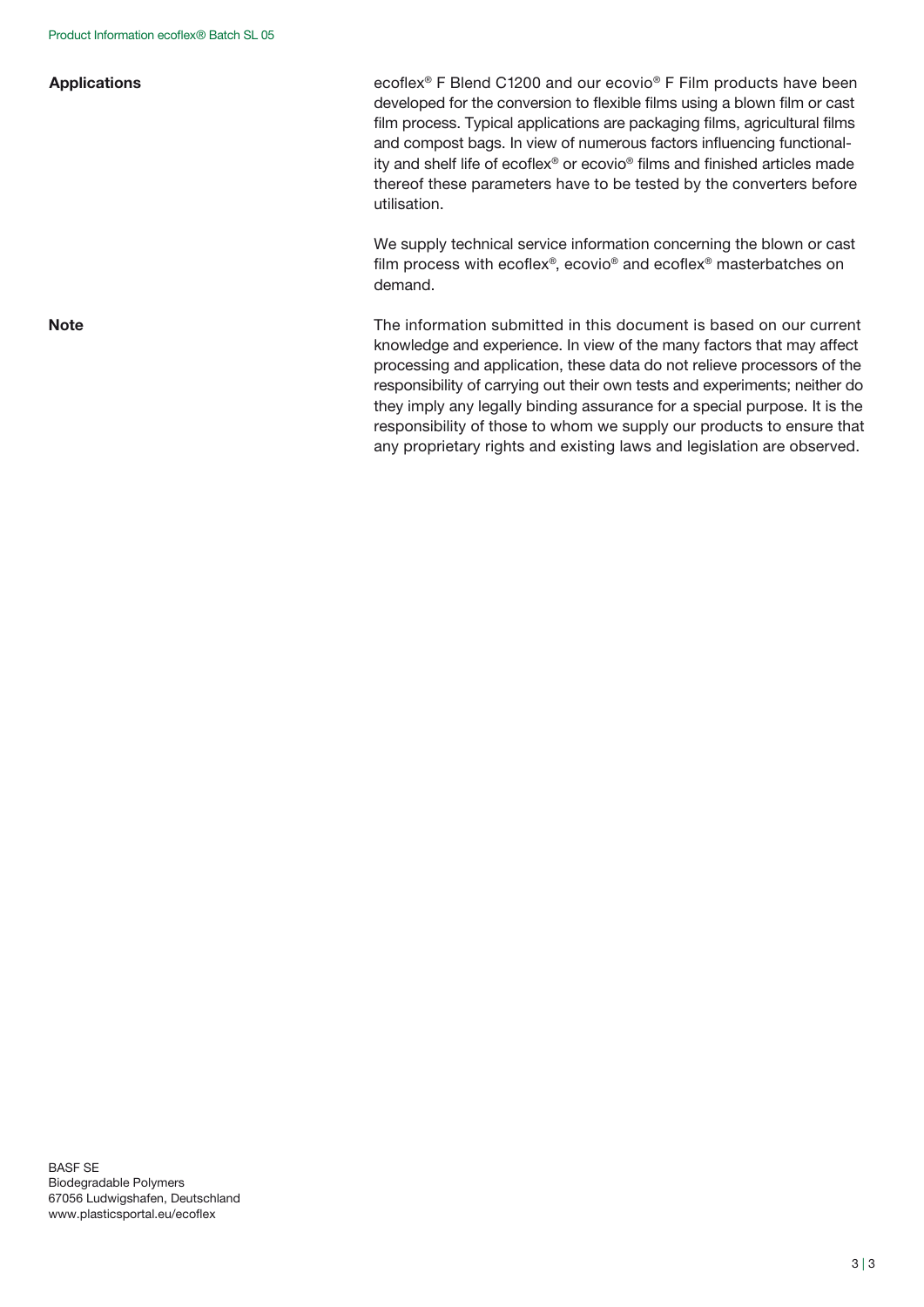## Applications

ecoflex® F Blend C1200 and our ecovio® F Film products have been developed for the conversion to flexible films using a blown film or cast film process. Typical applications are packaging films, agricultural films and compost bags. In view of numerous factors influencing functionality and shelf life of ecoflex® or ecovio® films and finished articles made thereof these parameters have to be tested by the converters before utilisation.

We supply technical service information concerning the blown or cast film process with ecoflex®, ecovio® and ecoflex® masterbatches on demand.

## Note

The information submitted in this document is based on our current knowledge and experience. In view of the many factors that may affect processing and application, these data do not relieve processors of the responsibility of carrying out their own tests and experiments; neither do they imply any legally binding assurance for a special purpose. It is the responsibility of those to whom we supply our products to ensure that any proprietary rights and existing laws and legislation are observed.

BASF SE
Biodegradable Polymers
67056 Ludwigshafen, Deutschland
www.plasticsportal.eu/ecoflex